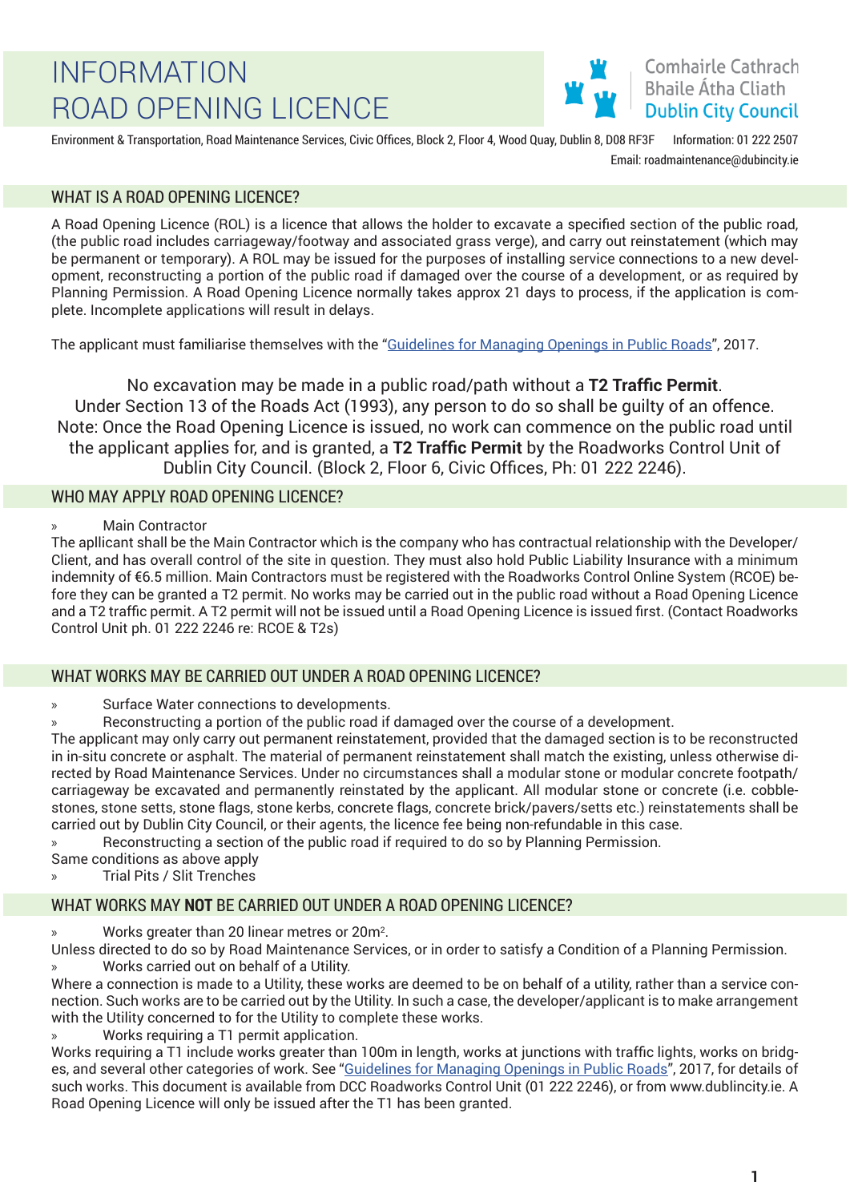# INFORMATION ROAD OPENING LICENCE

Comhairle Cathrach Bhaile Átha Cliath
Dublin City Council

Environment & Transportation, Road Maintenance Services, Civic Offices, Block 2, Floor 4, Wood Quay, Dublin 8, D08 RF3F Information: 01 222 2507
Email: roadmaintenance@dubincity.ie

## WHAT IS A ROAD OPENING LICENCE?

A Road Opening Licence (ROL) is a licence that allows the holder to excavate a specified section of the public road, (the public road includes carriageway/footway and associated grass verge), and carry out reinstatement (which may be permanent or temporary). A ROL may be issued for the purposes of installing service connections to a new development, reconstructing a portion of the public road if damaged over the course of a development, or as required by Planning Permission. A Road Opening Licence normally takes approx 21 days to process, if the application is complete. Incomplete applications will result in delays.

The applicant must familiarise themselves with the "Guidelines for Managing Openings in Public Roads", 2017.

No excavation may be made in a public road/path without a **T2 Traffic Permit**.
Under Section 13 of the Roads Act (1993), any person to do so shall be guilty of an offence.
Note: Once the Road Opening Licence is issued, no work can commence on the public road until the applicant applies for, and is granted, a **T2 Traffic Permit** by the Roadworks Control Unit of Dublin City Council. (Block 2, Floor 6, Civic Offices, Ph: 01 222 2246).

## WHO MAY APPLY ROAD OPENING LICENCE?

» Main Contractor

The apllicant shall be the Main Contractor which is the company who has contractual relationship with the Developer/Client, and has overall control of the site in question. They must also hold Public Liability Insurance with a minimum indemnity of €6.5 million. Main Contractors must be registered with the Roadworks Control Online System (RCOE) before they can be granted a T2 permit. No works may be carried out in the public road without a Road Opening Licence and a T2 traffic permit. A T2 permit will not be issued until a Road Opening Licence is issued first. (Contact Roadworks Control Unit ph. 01 222 2246 re: RCOE & T2s)

## WHAT WORKS MAY BE CARRIED OUT UNDER A ROAD OPENING LICENCE?

» Surface Water connections to developments.

» Reconstructing a portion of the public road if damaged over the course of a development.

The applicant may only carry out permanent reinstatement, provided that the damaged section is to be reconstructed in in-situ concrete or asphalt. The material of permanent reinstatement shall match the existing, unless otherwise directed by Road Maintenance Services. Under no circumstances shall a modular stone or modular concrete footpath/carriageway be excavated and permanently reinstated by the applicant. All modular stone or concrete (i.e. cobblestones, stone setts, stone flags, stone kerbs, concrete flags, concrete brick/pavers/setts etc.) reinstatements shall be carried out by Dublin City Council, or their agents, the licence fee being non-refundable in this case.

» Reconstructing a section of the public road if required to do so by Planning Permission.

Same conditions as above apply

» Trial Pits / Slit Trenches

## WHAT WORKS MAY **NOT** BE CARRIED OUT UNDER A ROAD OPENING LICENCE?

» Works greater than 20 linear metres or 20m².

Unless directed to do so by Road Maintenance Services, or in order to satisfy a Condition of a Planning Permission.

» Works carried out on behalf of a Utility.

Where a connection is made to a Utility, these works are deemed to be on behalf of a utility, rather than a service connection. Such works are to be carried out by the Utility. In such a case, the developer/applicant is to make arrangement with the Utility concerned to for the Utility to complete these works.

» Works requiring a T1 permit application.

Works requiring a T1 include works greater than 100m in length, works at junctions with traffic lights, works on bridges, and several other categories of work. See "Guidelines for Managing Openings in Public Roads", 2017, for details of such works. This document is available from DCC Roadworks Control Unit (01 222 2246), or from www.dublincity.ie. A Road Opening Licence will only be issued after the T1 has been granted.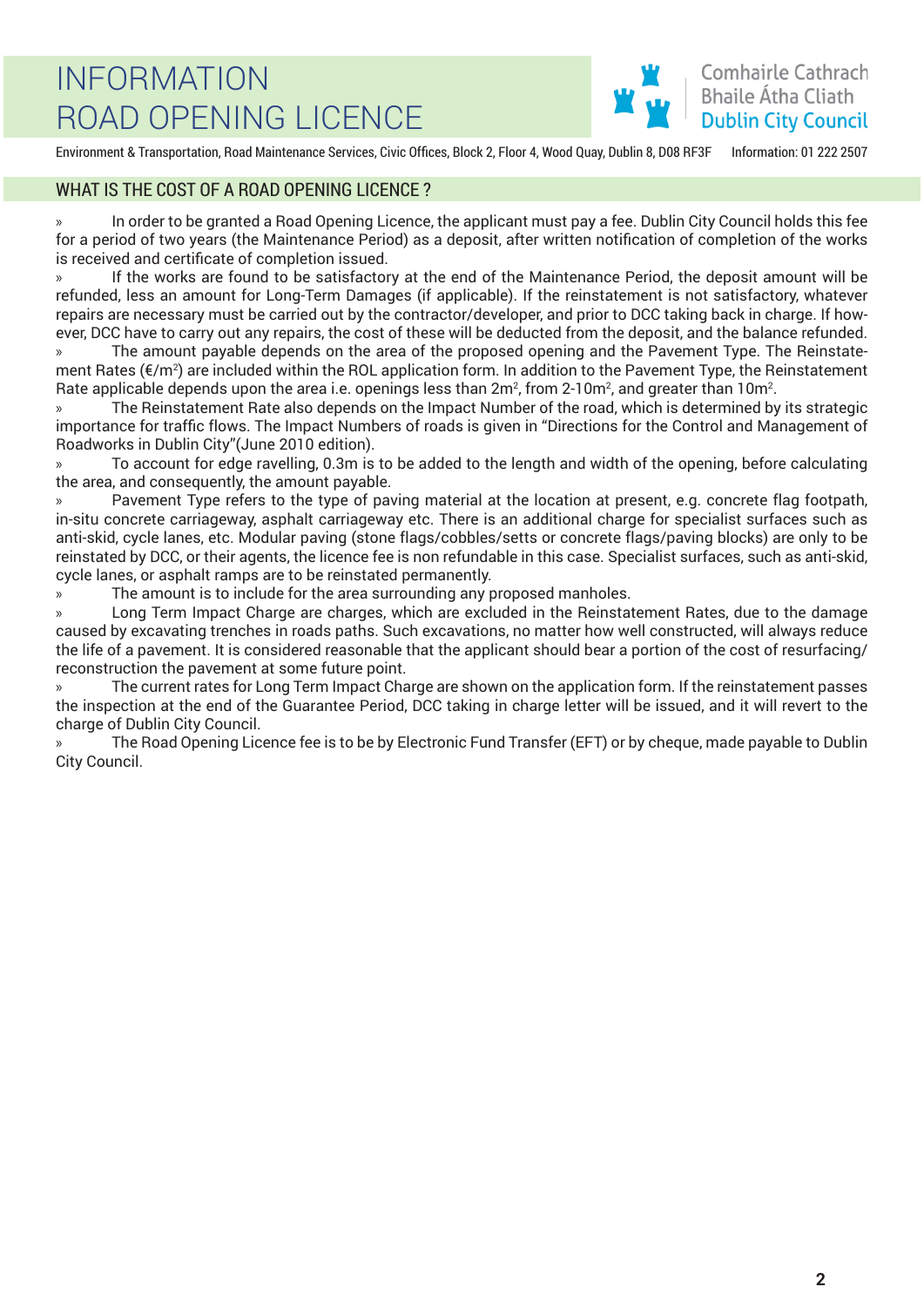# INFORMATION
# ROAD OPENING LICENCE

Comhairle Cathrach Bhaile Átha Cliath
Dublin City Council

Environment & Transportation, Road Maintenance Services, Civic Offices, Block 2, Floor 4, Wood Quay, Dublin 8, D08 RF3F    Information: 01 222 2507

## WHAT IS THE COST OF A ROAD OPENING LICENCE ?

» In order to be granted a Road Opening Licence, the applicant must pay a fee. Dublin City Council holds this fee for a period of two years (the Maintenance Period) as a deposit, after written notification of completion of the works is received and certificate of completion issued.

» If the works are found to be satisfactory at the end of the Maintenance Period, the deposit amount will be refunded, less an amount for Long-Term Damages (if applicable). If the reinstatement is not satisfactory, whatever repairs are necessary must be carried out by the contractor/developer, and prior to DCC taking back in charge. If however, DCC have to carry out any repairs, the cost of these will be deducted from the deposit, and the balance refunded.

» The amount payable depends on the area of the proposed opening and the Pavement Type. The Reinstatement Rates (€/$m^2$) are included within the ROL application form. In addition to the Pavement Type, the Reinstatement Rate applicable depends upon the area i.e. openings less than $2m^2$, from $2$-$10m^2$, and greater than $10m^2$.

» The Reinstatement Rate also depends on the Impact Number of the road, which is determined by its strategic importance for traffic flows. The Impact Numbers of roads is given in "Directions for the Control and Management of Roadworks in Dublin City"(June 2010 edition).

» To account for edge ravelling, 0.3m is to be added to the length and width of the opening, before calculating the area, and consequently, the amount payable.

» Pavement Type refers to the type of paving material at the location at present, e.g. concrete flag footpath, in-situ concrete carriageway, asphalt carriageway etc. There is an additional charge for specialist surfaces such as anti-skid, cycle lanes, etc. Modular paving (stone flags/cobbles/setts or concrete flags/paving blocks) are only to be reinstated by DCC, or their agents, the licence fee is non refundable in this case. Specialist surfaces, such as anti-skid, cycle lanes, or asphalt ramps are to be reinstated permanently.

» The amount is to include for the area surrounding any proposed manholes.

» Long Term Impact Charge are charges, which are excluded in the Reinstatement Rates, due to the damage caused by excavating trenches in roads paths. Such excavations, no matter how well constructed, will always reduce the life of a pavement. It is considered reasonable that the applicant should bear a portion of the cost of resurfacing/reconstruction the pavement at some future point.

» The current rates for Long Term Impact Charge are shown on the application form. If the reinstatement passes the inspection at the end of the Guarantee Period, DCC taking in charge letter will be issued, and it will revert to the charge of Dublin City Council.

» The Road Opening Licence fee is to be by Electronic Fund Transfer (EFT) or by cheque, made payable to Dublin City Council.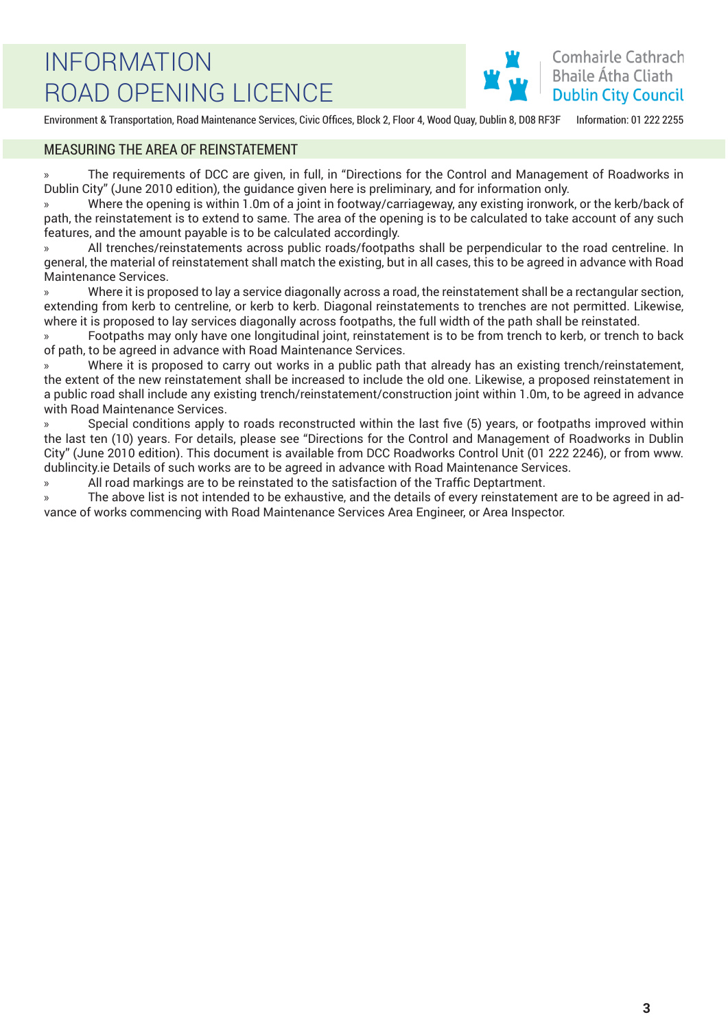# INFORMATION
# ROAD OPENING LICENCE

Comhairle Cathrach
Bhaile Átha Cliath
Dublin City Council

Environment & Transportation, Road Maintenance Services, Civic Offices, Block 2, Floor 4, Wood Quay, Dublin 8, D08 RF3F    Information: 01 222 2255

## MEASURING THE AREA OF REINSTATEMENT

- The requirements of DCC are given, in full, in "Directions for the Control and Management of Roadworks in Dublin City" (June 2010 edition), the guidance given here is preliminary, and for information only.
- Where the opening is within 1.0m of a joint in footway/carriageway, any existing ironwork, or the kerb/back of path, the reinstatement is to extend to same. The area of the opening is to be calculated to take account of any such features, and the amount payable is to be calculated accordingly.
- All trenches/reinstatements across public roads/footpaths shall be perpendicular to the road centreline. In general, the material of reinstatement shall match the existing, but in all cases, this to be agreed in advance with Road Maintenance Services.
- Where it is proposed to lay a service diagonally across a road, the reinstatement shall be a rectangular section, extending from kerb to centreline, or kerb to kerb. Diagonal reinstatements to trenches are not permitted. Likewise, where it is proposed to lay services diagonally across footpaths, the full width of the path shall be reinstated.
- Footpaths may only have one longitudinal joint, reinstatement is to be from trench to kerb, or trench to back of path, to be agreed in advance with Road Maintenance Services.
- Where it is proposed to carry out works in a public path that already has an existing trench/reinstatement, the extent of the new reinstatement shall be increased to include the old one. Likewise, a proposed reinstatement in a public road shall include any existing trench/reinstatement/construction joint within 1.0m, to be agreed in advance with Road Maintenance Services.
- Special conditions apply to roads reconstructed within the last five (5) years, or footpaths improved within the last ten (10) years. For details, please see "Directions for the Control and Management of Roadworks in Dublin City" (June 2010 edition). This document is available from DCC Roadworks Control Unit (01 222 2246), or from www.dublincity.ie Details of such works are to be agreed in advance with Road Maintenance Services.
- All road markings are to be reinstated to the satisfaction of the Traffic Deptartment.
- The above list is not intended to be exhaustive, and the details of every reinstatement are to be agreed in advance of works commencing with Road Maintenance Services Area Engineer, or Area Inspector.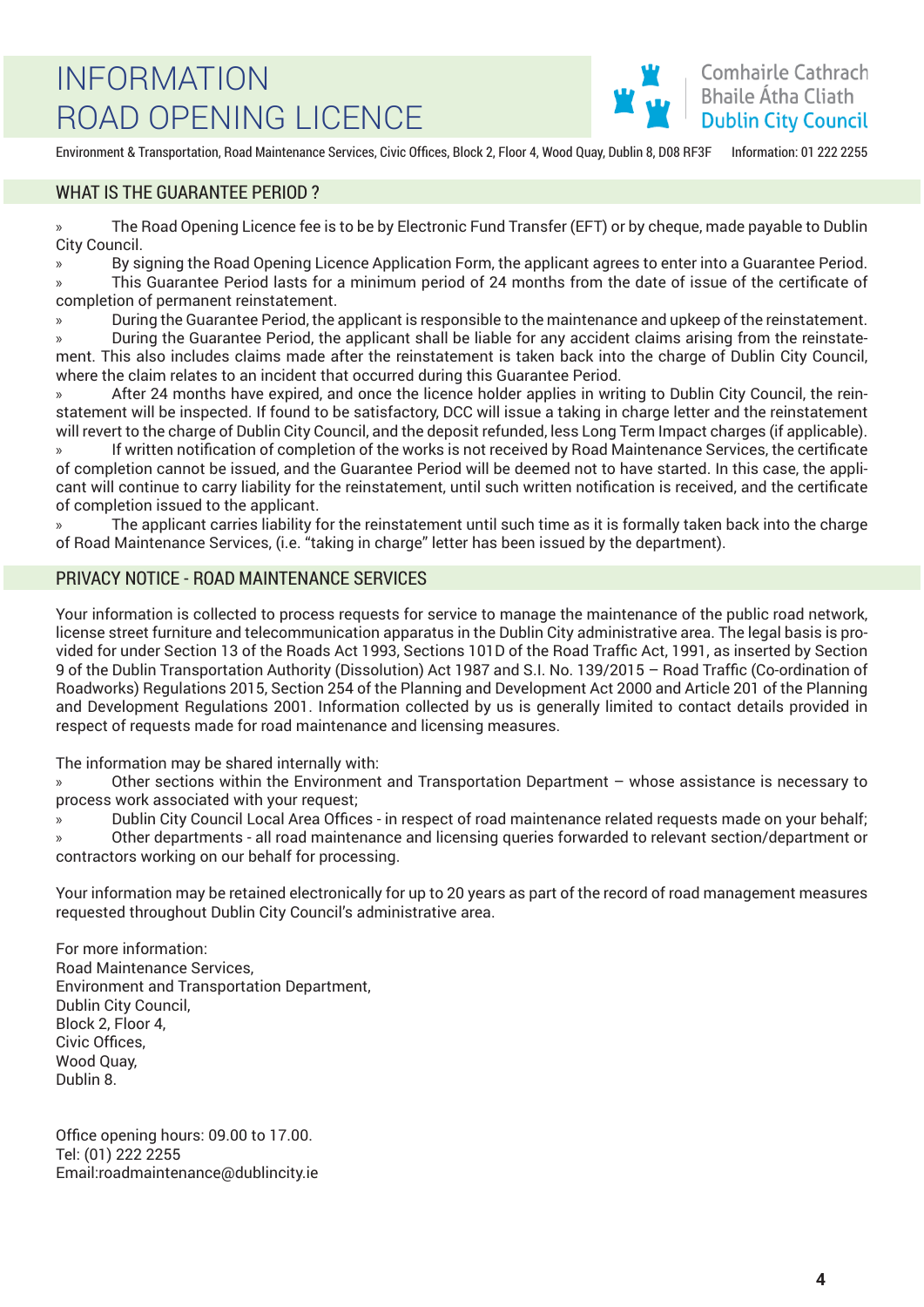# INFORMATION
# ROAD OPENING LICENCE

Comhairle Cathrach Bhaile Átha Cliath
Dublin City Council

Environment & Transportation, Road Maintenance Services, Civic Offices, Block 2, Floor 4, Wood Quay, Dublin 8, D08 RF3F     Information: 01 222 2255

## WHAT IS THE GUARANTEE PERIOD ?

- The Road Opening Licence fee is to be by Electronic Fund Transfer (EFT) or by cheque, made payable to Dublin City Council.
- By signing the Road Opening Licence Application Form, the applicant agrees to enter into a Guarantee Period.
- This Guarantee Period lasts for a minimum period of 24 months from the date of issue of the certificate of completion of permanent reinstatement.
- During the Guarantee Period, the applicant is responsible to the maintenance and upkeep of the reinstatement.
- During the Guarantee Period, the applicant shall be liable for any accident claims arising from the reinstatement. This also includes claims made after the reinstatement is taken back into the charge of Dublin City Council, where the claim relates to an incident that occurred during this Guarantee Period.
- After 24 months have expired, and once the licence holder applies in writing to Dublin City Council, the reinstatement will be inspected. If found to be satisfactory, DCC will issue a taking in charge letter and the reinstatement will revert to the charge of Dublin City Council, and the deposit refunded, less Long Term Impact charges (if applicable).
- If written notification of completion of the works is not received by Road Maintenance Services, the certificate of completion cannot be issued, and the Guarantee Period will be deemed not to have started. In this case, the applicant will continue to carry liability for the reinstatement, until such written notification is received, and the certificate of completion issued to the applicant.
- The applicant carries liability for the reinstatement until such time as it is formally taken back into the charge of Road Maintenance Services, (i.e. "taking in charge" letter has been issued by the department).

## PRIVACY NOTICE - ROAD MAINTENANCE SERVICES

Your information is collected to process requests for service to manage the maintenance of the public road network, license street furniture and telecommunication apparatus in the Dublin City administrative area. The legal basis is provided for under Section 13 of the Roads Act 1993, Sections 101D of the Road Traffic Act, 1991, as inserted by Section 9 of the Dublin Transportation Authority (Dissolution) Act 1987 and S.I. No. 139/2015 – Road Traffic (Co-ordination of Roadworks) Regulations 2015, Section 254 of the Planning and Development Act 2000 and Article 201 of the Planning and Development Regulations 2001. Information collected by us is generally limited to contact details provided in respect of requests made for road maintenance and licensing measures.

The information may be shared internally with:

- Other sections within the Environment and Transportation Department – whose assistance is necessary to process work associated with your request;
- Dublin City Council Local Area Offices - in respect of road maintenance related requests made on your behalf;
- Other departments - all road maintenance and licensing queries forwarded to relevant section/department or contractors working on our behalf for processing.

Your information may be retained electronically for up to 20 years as part of the record of road management measures requested throughout Dublin City Council's administrative area.

For more information:
Road Maintenance Services,
Environment and Transportation Department,
Dublin City Council,
Block 2, Floor 4,
Civic Offices,
Wood Quay,
Dublin 8.

Office opening hours: 09.00 to 17.00.
Tel: (01) 222 2255
Email:roadmaintenance@dublincity.ie